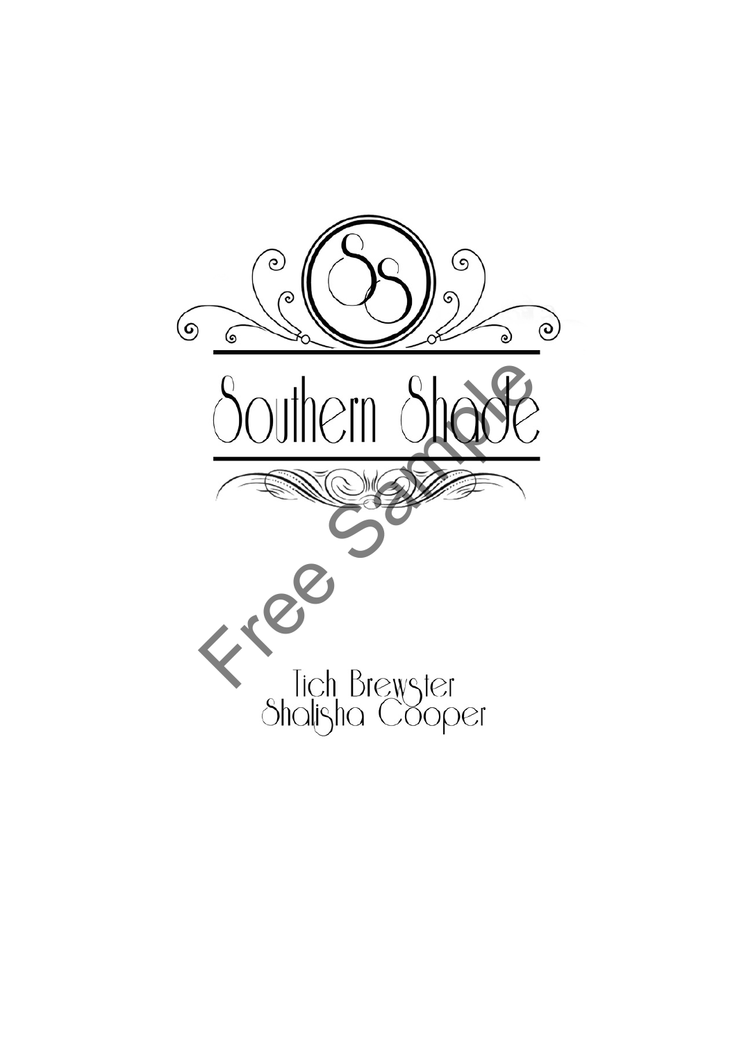# Southern Shade

Free Sample

Tich Brewster
Shalisha Cooper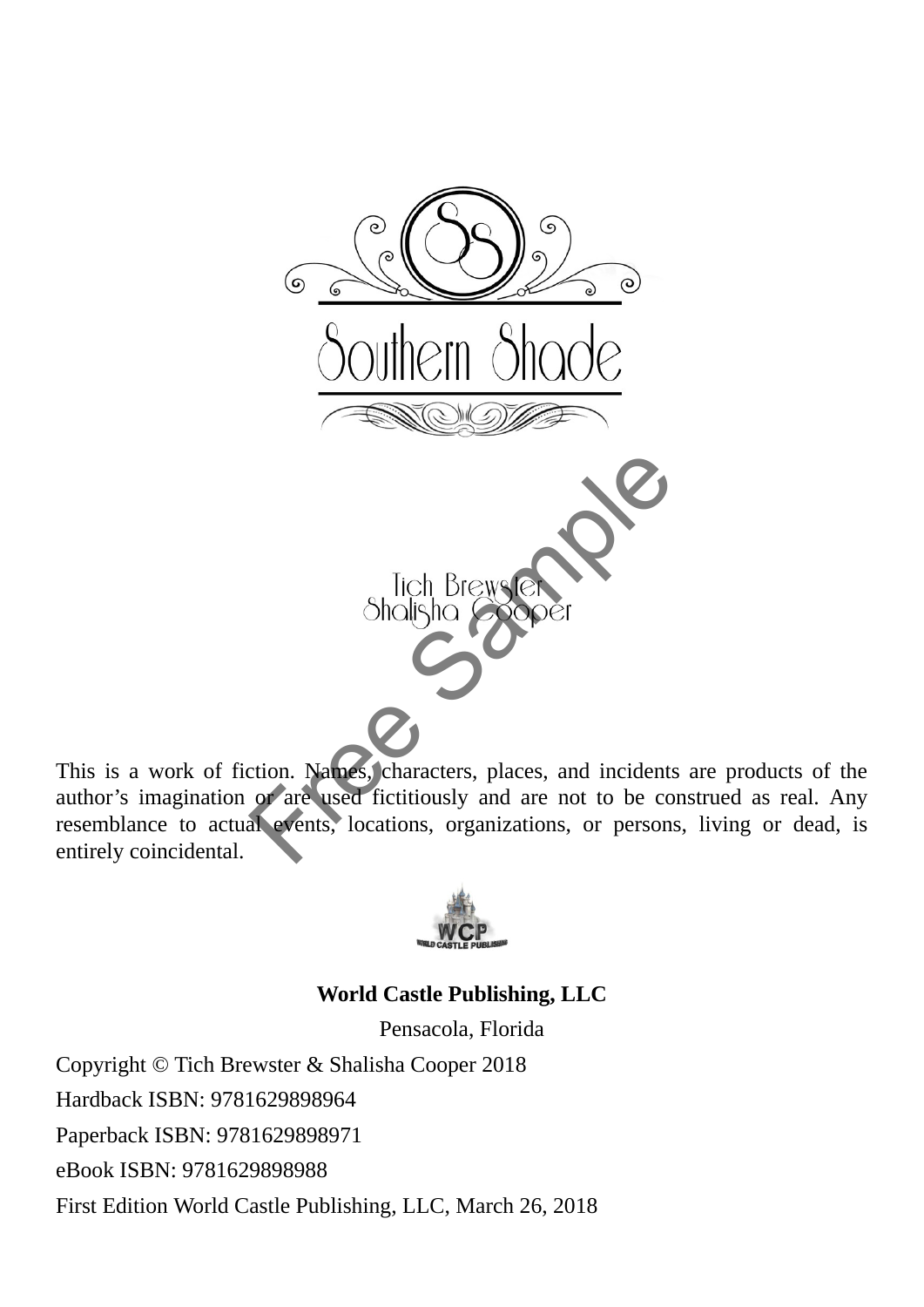# Southern Shade

Tich Brewster
Shalisha Cooper

Free Sample

This is a work of fiction. Names, characters, places, and incidents are products of the author's imagination or are used fictitiously and are not to be construed as real. Any resemblance to actual events, locations, organizations, or persons, living or dead, is entirely coincidental.

**World Castle Publishing, LLC**

Pensacola, Florida

Copyright © Tich Brewster & Shalisha Cooper 2018

Hardback ISBN: 9781629898964

Paperback ISBN: 9781629898971

eBook ISBN: 9781629898988

First Edition World Castle Publishing, LLC, March 26, 2018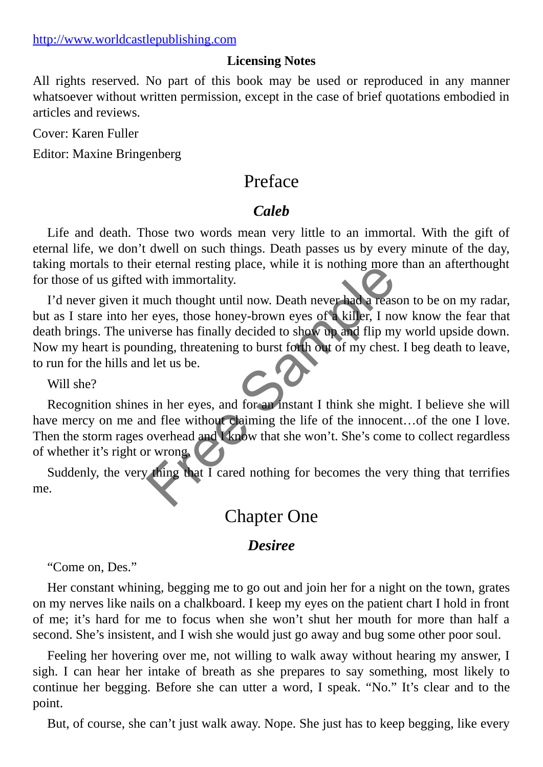http://www.worldcastlepublishing.com

**Licensing Notes**

All rights reserved. No part of this book may be used or reproduced in any manner whatsoever without written permission, except in the case of brief quotations embodied in articles and reviews.

Cover: Karen Fuller

Editor: Maxine Bringenberg

# Preface

### *Caleb*

Life and death. Those two words mean very little to an immortal. With the gift of eternal life, we don't dwell on such things. Death passes us by every minute of the day, taking mortals to their eternal resting place, while it is nothing more than an afterthought for those of us gifted with immortality.

I'd never given it much thought until now. Death never had a reason to be on my radar, but as I stare into her eyes, those honey-brown eyes of a killer, I now know the fear that death brings. The universe has finally decided to show up and flip my world upside down. Now my heart is pounding, threatening to burst forth out of my chest. I beg death to leave, to run for the hills and let us be.

Will she?

Recognition shines in her eyes, and for an instant I think she might. I believe she will have mercy on me and flee without claiming the life of the innocent…of the one I love. Then the storm rages overhead and I know that she won't. She's come to collect regardless of whether it's right or wrong.

Suddenly, the very thing that I cared nothing for becomes the very thing that terrifies me.

# Chapter One

### *Desiree*

"Come on, Des."

Her constant whining, begging me to go out and join her for a night on the town, grates on my nerves like nails on a chalkboard. I keep my eyes on the patient chart I hold in front of me; it's hard for me to focus when she won't shut her mouth for more than half a second. She's insistent, and I wish she would just go away and bug some other poor soul.

Feeling her hovering over me, not willing to walk away without hearing my answer, I sigh. I can hear her intake of breath as she prepares to say something, most likely to continue her begging. Before she can utter a word, I speak. "No." It's clear and to the point.

But, of course, she can't just walk away. Nope. She just has to keep begging, like every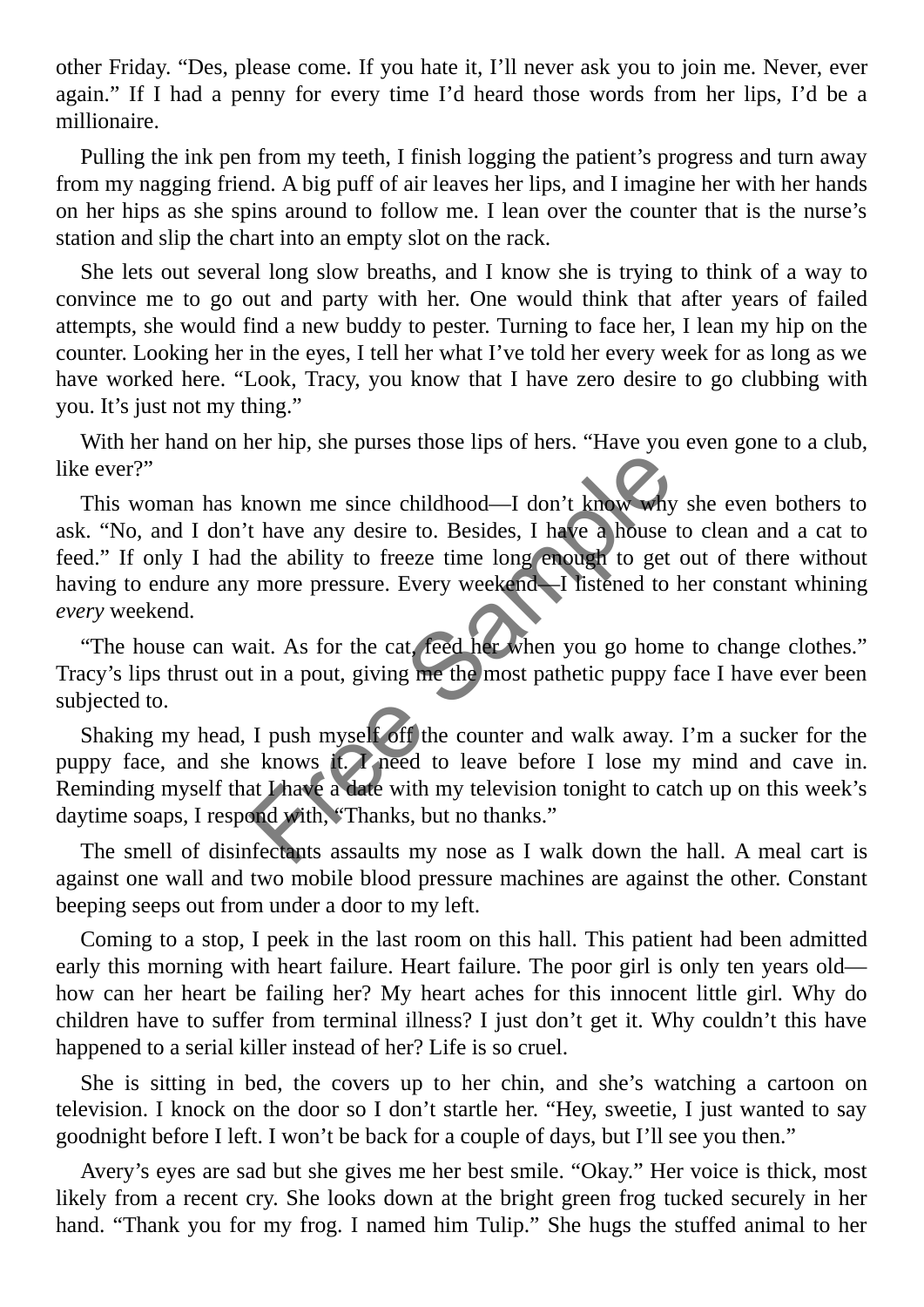other Friday. “Des, please come. If you hate it, I’ll never ask you to join me. Never, ever again.” If I had a penny for every time I’d heard those words from her lips, I’d be a millionaire.

Pulling the ink pen from my teeth, I finish logging the patient’s progress and turn away from my nagging friend. A big puff of air leaves her lips, and I imagine her with her hands on her hips as she spins around to follow me. I lean over the counter that is the nurse’s station and slip the chart into an empty slot on the rack.

She lets out several long slow breaths, and I know she is trying to think of a way to convince me to go out and party with her. One would think that after years of failed attempts, she would find a new buddy to pester. Turning to face her, I lean my hip on the counter. Looking her in the eyes, I tell her what I’ve told her every week for as long as we have worked here. “Look, Tracy, you know that I have zero desire to go clubbing with you. It’s just not my thing.”

With her hand on her hip, she purses those lips of hers. “Have you even gone to a club, like ever?”

This woman has known me since childhood—I don’t know why she even bothers to ask. “No, and I don’t have any desire to. Besides, I have a house to clean and a cat to feed.” If only I had the ability to freeze time long enough to get out of there without having to endure any more pressure. Every weekend—I listened to her constant whining *every* weekend.

“The house can wait. As for the cat, feed her when you go home to change clothes.” Tracy’s lips thrust out in a pout, giving me the most pathetic puppy face I have ever been subjected to.

Shaking my head, I push myself off the counter and walk away. I’m a sucker for the puppy face, and she knows it. I need to leave before I lose my mind and cave in. Reminding myself that I have a date with my television tonight to catch up on this week’s daytime soaps, I respond with, “Thanks, but no thanks.”

The smell of disinfectants assaults my nose as I walk down the hall. A meal cart is against one wall and two mobile blood pressure machines are against the other. Constant beeping seeps out from under a door to my left.

Coming to a stop, I peek in the last room on this hall. This patient had been admitted early this morning with heart failure. Heart failure. The poor girl is only ten years old—how can her heart be failing her? My heart aches for this innocent little girl. Why do children have to suffer from terminal illness? I just don’t get it. Why couldn’t this have happened to a serial killer instead of her? Life is so cruel.

She is sitting in bed, the covers up to her chin, and she’s watching a cartoon on television. I knock on the door so I don’t startle her. “Hey, sweetie, I just wanted to say goodnight before I left. I won’t be back for a couple of days, but I’ll see you then.”

Avery’s eyes are sad but she gives me her best smile. “Okay.” Her voice is thick, most likely from a recent cry. She looks down at the bright green frog tucked securely in her hand. “Thank you for my frog. I named him Tulip.” She hugs the stuffed animal to her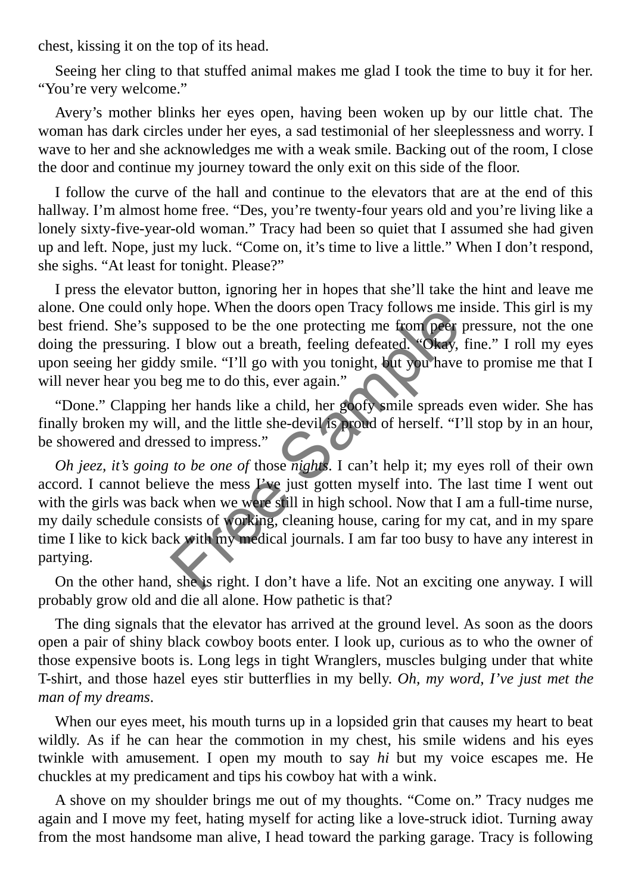chest, kissing it on the top of its head.

Seeing her cling to that stuffed animal makes me glad I took the time to buy it for her. “You’re very welcome.”

Avery’s mother blinks her eyes open, having been woken up by our little chat. The woman has dark circles under her eyes, a sad testimonial of her sleeplessness and worry. I wave to her and she acknowledges me with a weak smile. Backing out of the room, I close the door and continue my journey toward the only exit on this side of the floor.

I follow the curve of the hall and continue to the elevators that are at the end of this hallway. I’m almost home free. “Des, you’re twenty-four years old and you’re living like a lonely sixty-five-year-old woman.” Tracy had been so quiet that I assumed she had given up and left. Nope, just my luck. “Come on, it’s time to live a little.” When I don’t respond, she sighs. “At least for tonight. Please?”

I press the elevator button, ignoring her in hopes that she’ll take the hint and leave me alone. One could only hope. When the doors open Tracy follows me inside. This girl is my best friend. She’s supposed to be the one protecting me from peer pressure, not the one doing the pressuring. I blow out a breath, feeling defeated. “Okay, fine.” I roll my eyes upon seeing her giddy smile. “I’ll go with you tonight, but you have to promise me that I will never hear you beg me to do this, ever again.”

“Done.” Clapping her hands like a child, her goofy smile spreads even wider. She has finally broken my will, and the little she-devil is proud of herself. “I’ll stop by in an hour, be showered and dressed to impress.”

*Oh jeez, it’s going to be one of* those *nights*. I can’t help it; my eyes roll of their own accord. I cannot believe the mess I’ve just gotten myself into. The last time I went out with the girls was back when we were still in high school. Now that I am a full-time nurse, my daily schedule consists of working, cleaning house, caring for my cat, and in my spare time I like to kick back with my medical journals. I am far too busy to have any interest in partying.

On the other hand, she is right. I don’t have a life. Not an exciting one anyway. I will probably grow old and die all alone. How pathetic is that?

The ding signals that the elevator has arrived at the ground level. As soon as the doors open a pair of shiny black cowboy boots enter. I look up, curious as to who the owner of those expensive boots is. Long legs in tight Wranglers, muscles bulging under that white T-shirt, and those hazel eyes stir butterflies in my belly. *Oh, my word, I’ve just met the man of my dreams*.

When our eyes meet, his mouth turns up in a lopsided grin that causes my heart to beat wildly. As if he can hear the commotion in my chest, his smile widens and his eyes twinkle with amusement. I open my mouth to say *hi* but my voice escapes me. He chuckles at my predicament and tips his cowboy hat with a wink.

A shove on my shoulder brings me out of my thoughts. “Come on.” Tracy nudges me again and I move my feet, hating myself for acting like a love-struck idiot. Turning away from the most handsome man alive, I head toward the parking garage. Tracy is following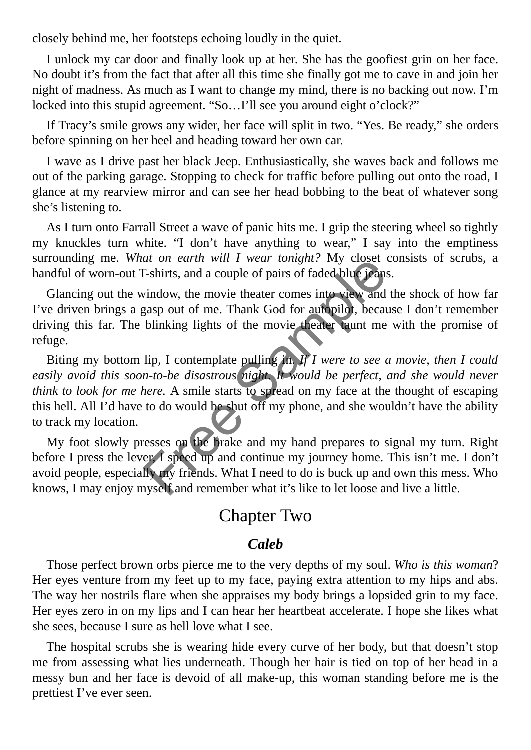closely behind me, her footsteps echoing loudly in the quiet.

I unlock my car door and finally look up at her. She has the goofiest grin on her face. No doubt it's from the fact that after all this time she finally got me to cave in and join her night of madness. As much as I want to change my mind, there is no backing out now. I'm locked into this stupid agreement. "So…I'll see you around eight o'clock?"

If Tracy's smile grows any wider, her face will split in two. "Yes. Be ready," she orders before spinning on her heel and heading toward her own car.

I wave as I drive past her black Jeep. Enthusiastically, she waves back and follows me out of the parking garage. Stopping to check for traffic before pulling out onto the road, I glance at my rearview mirror and can see her head bobbing to the beat of whatever song she's listening to.

As I turn onto Farrall Street a wave of panic hits me. I grip the steering wheel so tightly my knuckles turn white. "I don't have anything to wear," I say into the emptiness surrounding me. *What on earth will I wear tonight?* My closet consists of scrubs, a handful of worn-out T-shirts, and a couple of pairs of faded blue jeans.

Glancing out the window, the movie theater comes into view and the shock of how far I've driven brings a gasp out of me. Thank God for autopilot, because I don't remember driving this far. The blinking lights of the movie theater taunt me with the promise of refuge.

Biting my bottom lip, I contemplate pulling in. *If I were to see a movie, then I could easily avoid this soon-to-be disastrous night. It would be perfect, and she would never think to look for me here.* A smile starts to spread on my face at the thought of escaping this hell. All I'd have to do would be shut off my phone, and she wouldn't have the ability to track my location.

My foot slowly presses on the brake and my hand prepares to signal my turn. Right before I press the lever, I speed up and continue my journey home. This isn't me. I don't avoid people, especially my friends. What I need to do is buck up and own this mess. Who knows, I may enjoy myself and remember what it's like to let loose and live a little.

# Chapter Two

### *Caleb*

Those perfect brown orbs pierce me to the very depths of my soul. *Who is this woman*? Her eyes venture from my feet up to my face, paying extra attention to my hips and abs. The way her nostrils flare when she appraises my body brings a lopsided grin to my face. Her eyes zero in on my lips and I can hear her heartbeat accelerate. I hope she likes what she sees, because I sure as hell love what I see.

The hospital scrubs she is wearing hide every curve of her body, but that doesn't stop me from assessing what lies underneath. Though her hair is tied on top of her head in a messy bun and her face is devoid of all make-up, this woman standing before me is the prettiest I've ever seen.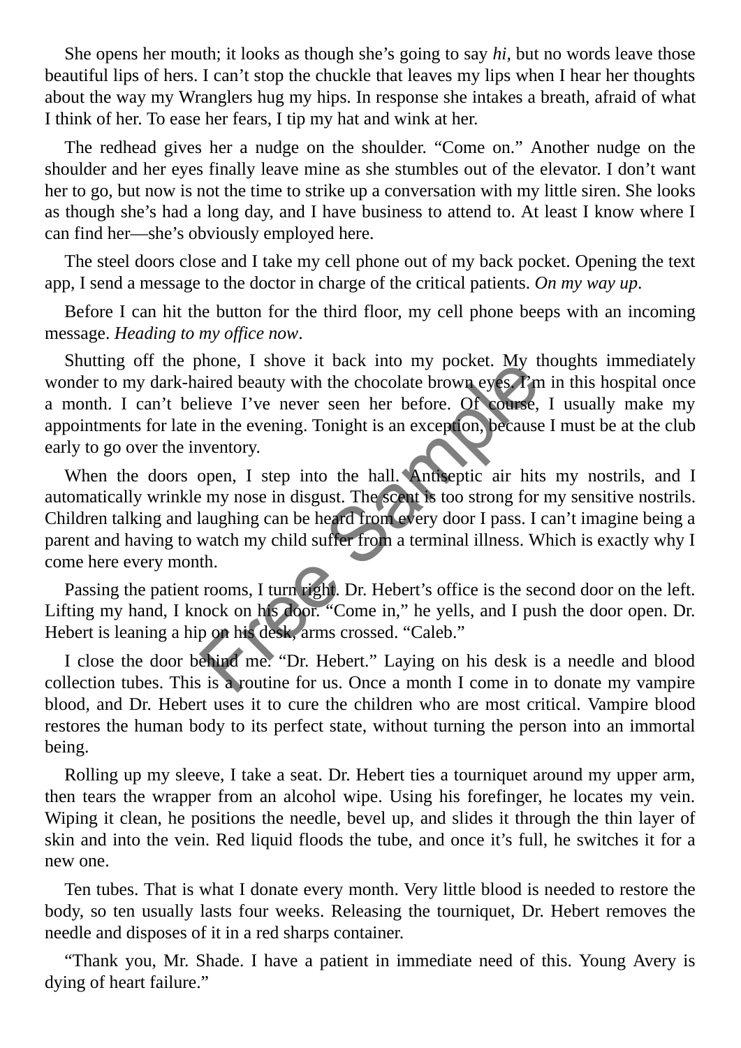She opens her mouth; it looks as though she's going to say *hi*, but no words leave those beautiful lips of hers. I can't stop the chuckle that leaves my lips when I hear her thoughts about the way my Wranglers hug my hips. In response she intakes a breath, afraid of what I think of her. To ease her fears, I tip my hat and wink at her.

The redhead gives her a nudge on the shoulder. "Come on." Another nudge on the shoulder and her eyes finally leave mine as she stumbles out of the elevator. I don't want her to go, but now is not the time to strike up a conversation with my little siren. She looks as though she's had a long day, and I have business to attend to. At least I know where I can find her—she's obviously employed here.

The steel doors close and I take my cell phone out of my back pocket. Opening the text app, I send a message to the doctor in charge of the critical patients. *On my way up*.

Before I can hit the button for the third floor, my cell phone beeps with an incoming message. *Heading to my office now*.

Shutting off the phone, I shove it back into my pocket. My thoughts immediately wonder to my dark-haired beauty with the chocolate brown eyes. I'm in this hospital once a month. I can't believe I've never seen her before. Of course, I usually make my appointments for late in the evening. Tonight is an exception, because I must be at the club early to go over the inventory.

When the doors open, I step into the hall. Antiseptic air hits my nostrils, and I automatically wrinkle my nose in disgust. The scent is too strong for my sensitive nostrils. Children talking and laughing can be heard from every door I pass. I can't imagine being a parent and having to watch my child suffer from a terminal illness. Which is exactly why I come here every month.

Passing the patient rooms, I turn right. Dr. Hebert's office is the second door on the left. Lifting my hand, I knock on his door. "Come in," he yells, and I push the door open. Dr. Hebert is leaning a hip on his desk, arms crossed. "Caleb."

I close the door behind me. "Dr. Hebert." Laying on his desk is a needle and blood collection tubes. This is a routine for us. Once a month I come in to donate my vampire blood, and Dr. Hebert uses it to cure the children who are most critical. Vampire blood restores the human body to its perfect state, without turning the person into an immortal being.

Rolling up my sleeve, I take a seat. Dr. Hebert ties a tourniquet around my upper arm, then tears the wrapper from an alcohol wipe. Using his forefinger, he locates my vein. Wiping it clean, he positions the needle, bevel up, and slides it through the thin layer of skin and into the vein. Red liquid floods the tube, and once it's full, he switches it for a new one.

Ten tubes. That is what I donate every month. Very little blood is needed to restore the body, so ten usually lasts four weeks. Releasing the tourniquet, Dr. Hebert removes the needle and disposes of it in a red sharps container.

"Thank you, Mr. Shade. I have a patient in immediate need of this. Young Avery is dying of heart failure."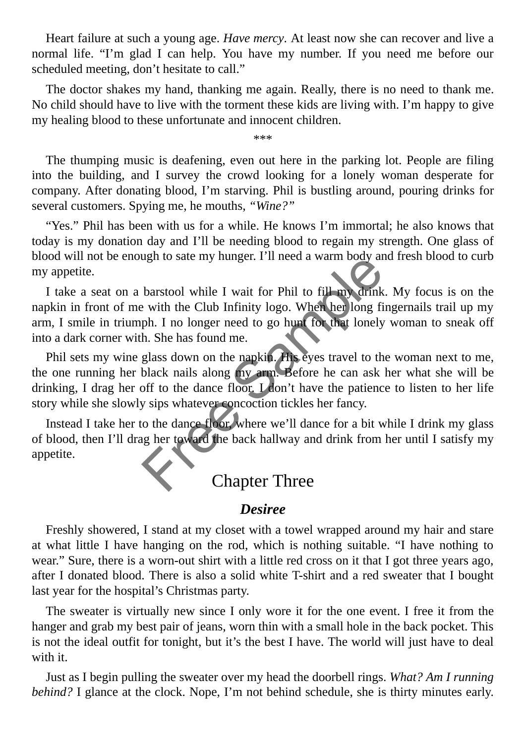Heart failure at such a young age. *Have mercy*. At least now she can recover and live a normal life. "I'm glad I can help. You have my number. If you need me before our scheduled meeting, don't hesitate to call."

The doctor shakes my hand, thanking me again. Really, there is no need to thank me. No child should have to live with the torment these kids are living with. I'm happy to give my healing blood to these unfortunate and innocent children.

***

The thumping music is deafening, even out here in the parking lot. People are filing into the building, and I survey the crowd looking for a lonely woman desperate for company. After donating blood, I'm starving. Phil is bustling around, pouring drinks for several customers. Spying me, he mouths, *"Wine?"*

"Yes." Phil has been with us for a while. He knows I'm immortal; he also knows that today is my donation day and I'll be needing blood to regain my strength. One glass of blood will not be enough to sate my hunger. I'll need a warm body and fresh blood to curb my appetite.

I take a seat on a barstool while I wait for Phil to fill my drink. My focus is on the napkin in front of me with the Club Infinity logo. When her long fingernails trail up my arm, I smile in triumph. I no longer need to go hunt for that lonely woman to sneak off into a dark corner with. She has found me.

Phil sets my wine glass down on the napkin. His eyes travel to the woman next to me, the one running her black nails along my arm. Before he can ask her what she will be drinking, I drag her off to the dance floor. I don't have the patience to listen to her life story while she slowly sips whatever concoction tickles her fancy.

Instead I take her to the dance floor, where we'll dance for a bit while I drink my glass of blood, then I'll drag her toward the back hallway and drink from her until I satisfy my appetite.

# Chapter Three

### *Desiree*

Freshly showered, I stand at my closet with a towel wrapped around my hair and stare at what little I have hanging on the rod, which is nothing suitable. "I have nothing to wear." Sure, there is a worn-out shirt with a little red cross on it that I got three years ago, after I donated blood. There is also a solid white T-shirt and a red sweater that I bought last year for the hospital's Christmas party.

The sweater is virtually new since I only wore it for the one event. I free it from the hanger and grab my best pair of jeans, worn thin with a small hole in the back pocket. This is not the ideal outfit for tonight, but it's the best I have. The world will just have to deal with it.

Just as I begin pulling the sweater over my head the doorbell rings. *What? Am I running behind?* I glance at the clock. Nope, I'm not behind schedule, she is thirty minutes early.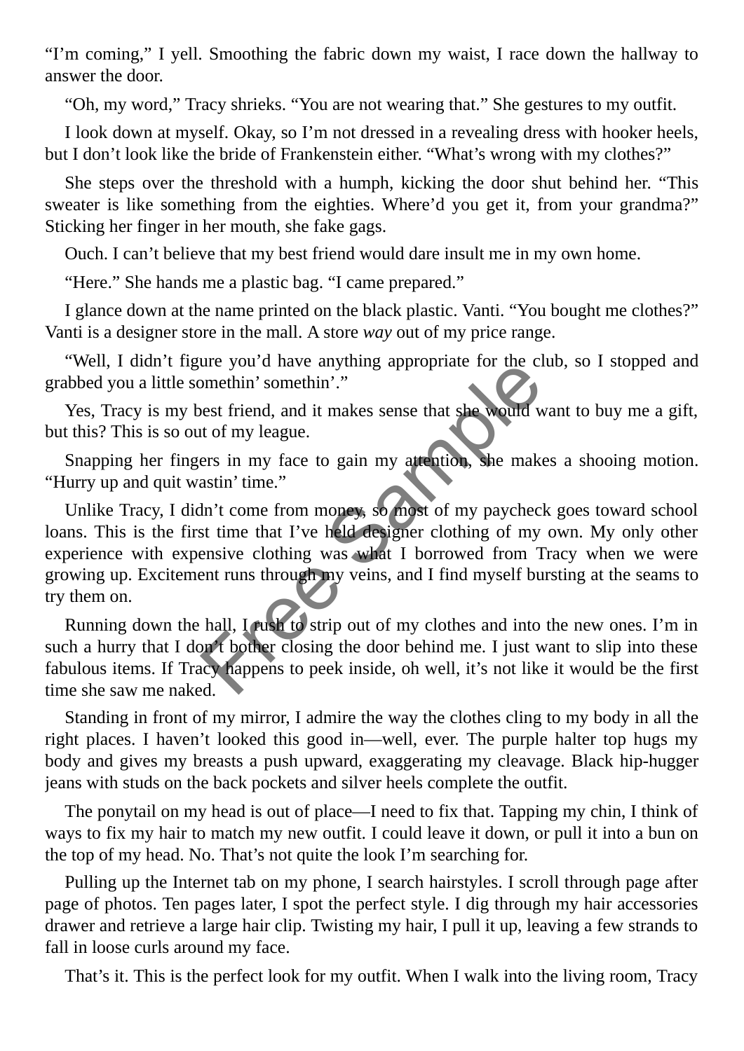"I'm coming," I yell. Smoothing the fabric down my waist, I race down the hallway to answer the door.

"Oh, my word," Tracy shrieks. "You are not wearing that." She gestures to my outfit.

I look down at myself. Okay, so I'm not dressed in a revealing dress with hooker heels, but I don't look like the bride of Frankenstein either. "What's wrong with my clothes?"

She steps over the threshold with a humph, kicking the door shut behind her. "This sweater is like something from the eighties. Where'd you get it, from your grandma?" Sticking her finger in her mouth, she fake gags.

Ouch. I can't believe that my best friend would dare insult me in my own home.

"Here." She hands me a plastic bag. "I came prepared."

I glance down at the name printed on the black plastic. Vanti. "You bought me clothes?" Vanti is a designer store in the mall. A store *way* out of my price range.

"Well, I didn't figure you'd have anything appropriate for the club, so I stopped and grabbed you a little somethin' somethin'."

Yes, Tracy is my best friend, and it makes sense that she would want to buy me a gift, but this? This is so out of my league.

Snapping her fingers in my face to gain my attention, she makes a shooing motion. "Hurry up and quit wastin' time."

Unlike Tracy, I didn't come from money, so most of my paycheck goes toward school loans. This is the first time that I've held designer clothing of my own. My only other experience with expensive clothing was what I borrowed from Tracy when we were growing up. Excitement runs through my veins, and I find myself bursting at the seams to try them on.

Running down the hall, I rush to strip out of my clothes and into the new ones. I'm in such a hurry that I don't bother closing the door behind me. I just want to slip into these fabulous items. If Tracy happens to peek inside, oh well, it's not like it would be the first time she saw me naked.

Standing in front of my mirror, I admire the way the clothes cling to my body in all the right places. I haven't looked this good in—well, ever. The purple halter top hugs my body and gives my breasts a push upward, exaggerating my cleavage. Black hip-hugger jeans with studs on the back pockets and silver heels complete the outfit.

The ponytail on my head is out of place—I need to fix that. Tapping my chin, I think of ways to fix my hair to match my new outfit. I could leave it down, or pull it into a bun on the top of my head. No. That's not quite the look I'm searching for.

Pulling up the Internet tab on my phone, I search hairstyles. I scroll through page after page of photos. Ten pages later, I spot the perfect style. I dig through my hair accessories drawer and retrieve a large hair clip. Twisting my hair, I pull it up, leaving a few strands to fall in loose curls around my face.

That's it. This is the perfect look for my outfit. When I walk into the living room, Tracy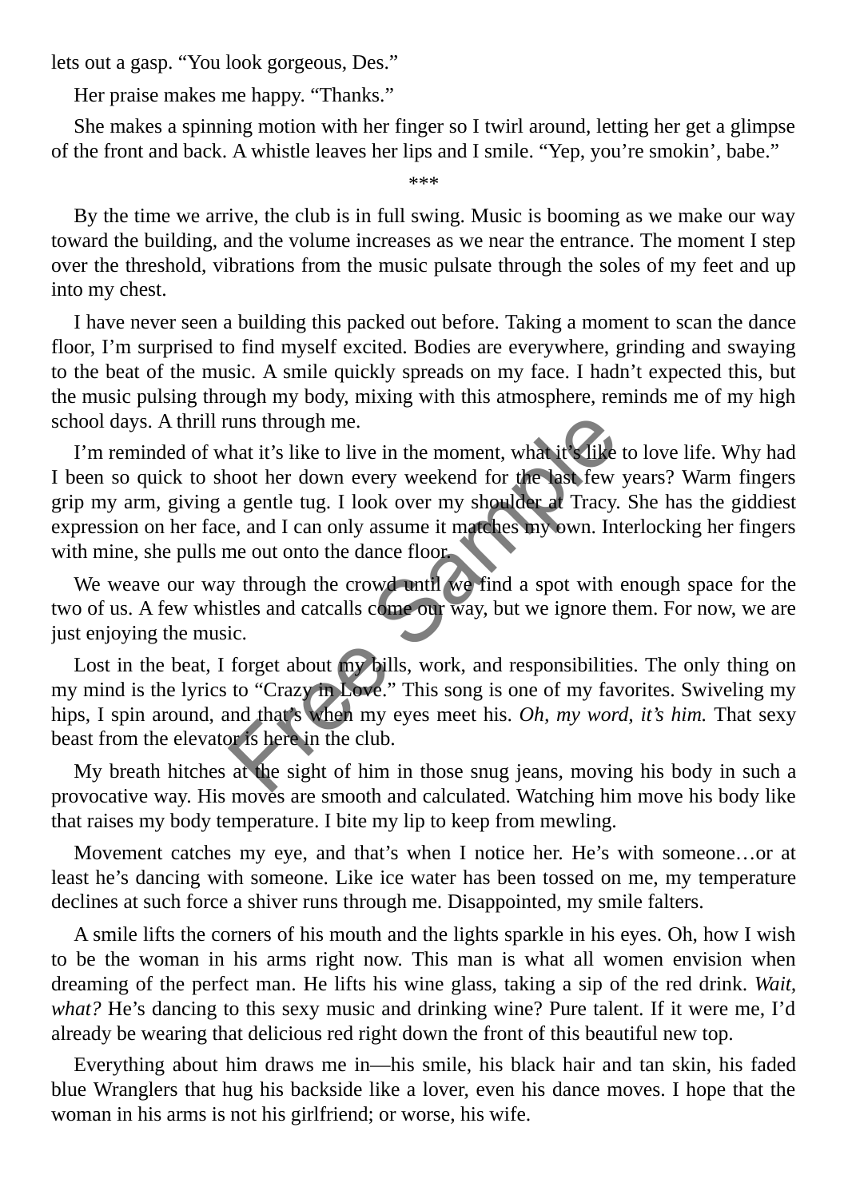lets out a gasp. "You look gorgeous, Des."

Her praise makes me happy. "Thanks."

She makes a spinning motion with her finger so I twirl around, letting her get a glimpse of the front and back. A whistle leaves her lips and I smile. "Yep, you're smokin', babe."

***

By the time we arrive, the club is in full swing. Music is booming as we make our way toward the building, and the volume increases as we near the entrance. The moment I step over the threshold, vibrations from the music pulsate through the soles of my feet and up into my chest.

I have never seen a building this packed out before. Taking a moment to scan the dance floor, I'm surprised to find myself excited. Bodies are everywhere, grinding and swaying to the beat of the music. A smile quickly spreads on my face. I hadn't expected this, but the music pulsing through my body, mixing with this atmosphere, reminds me of my high school days. A thrill runs through me.

I'm reminded of what it's like to live in the moment, what it's like to love life. Why had I been so quick to shoot her down every weekend for the last few years? Warm fingers grip my arm, giving a gentle tug. I look over my shoulder at Tracy. She has the giddiest expression on her face, and I can only assume it matches my own. Interlocking her fingers with mine, she pulls me out onto the dance floor.

We weave our way through the crowd until we find a spot with enough space for the two of us. A few whistles and catcalls come our way, but we ignore them. For now, we are just enjoying the music.

Lost in the beat, I forget about my bills, work, and responsibilities. The only thing on my mind is the lyrics to "Crazy in Love." This song is one of my favorites. Swiveling my hips, I spin around, and that's when my eyes meet his. *Oh, my word, it's him.* That sexy beast from the elevator is here in the club.

My breath hitches at the sight of him in those snug jeans, moving his body in such a provocative way. His moves are smooth and calculated. Watching him move his body like that raises my body temperature. I bite my lip to keep from mewling.

Movement catches my eye, and that's when I notice her. He's with someone…or at least he's dancing with someone. Like ice water has been tossed on me, my temperature declines at such force a shiver runs through me. Disappointed, my smile falters.

A smile lifts the corners of his mouth and the lights sparkle in his eyes. Oh, how I wish to be the woman in his arms right now. This man is what all women envision when dreaming of the perfect man. He lifts his wine glass, taking a sip of the red drink. *Wait, what?* He's dancing to this sexy music and drinking wine? Pure talent. If it were me, I'd already be wearing that delicious red right down the front of this beautiful new top.

Everything about him draws me in—his smile, his black hair and tan skin, his faded blue Wranglers that hug his backside like a lover, even his dance moves. I hope that the woman in his arms is not his girlfriend; or worse, his wife.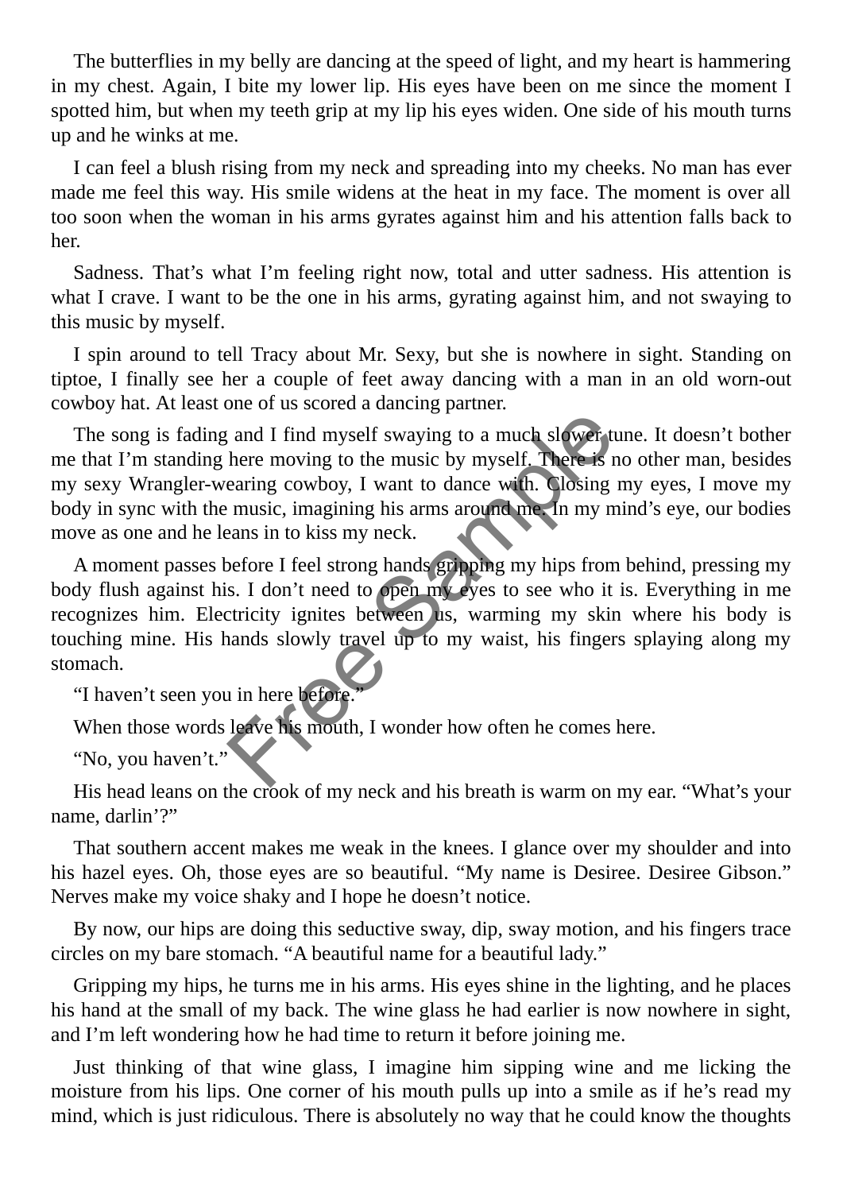The butterflies in my belly are dancing at the speed of light, and my heart is hammering in my chest. Again, I bite my lower lip. His eyes have been on me since the moment I spotted him, but when my teeth grip at my lip his eyes widen. One side of his mouth turns up and he winks at me.

I can feel a blush rising from my neck and spreading into my cheeks. No man has ever made me feel this way. His smile widens at the heat in my face. The moment is over all too soon when the woman in his arms gyrates against him and his attention falls back to her.

Sadness. That's what I'm feeling right now, total and utter sadness. His attention is what I crave. I want to be the one in his arms, gyrating against him, and not swaying to this music by myself.

I spin around to tell Tracy about Mr. Sexy, but she is nowhere in sight. Standing on tiptoe, I finally see her a couple of feet away dancing with a man in an old worn-out cowboy hat. At least one of us scored a dancing partner.

The song is fading and I find myself swaying to a much slower tune. It doesn't bother me that I'm standing here moving to the music by myself. There is no other man, besides my sexy Wrangler-wearing cowboy, I want to dance with. Closing my eyes, I move my body in sync with the music, imagining his arms around me. In my mind's eye, our bodies move as one and he leans in to kiss my neck.

A moment passes before I feel strong hands gripping my hips from behind, pressing my body flush against his. I don't need to open my eyes to see who it is. Everything in me recognizes him. Electricity ignites between us, warming my skin where his body is touching mine. His hands slowly travel up to my waist, his fingers splaying along my stomach.

"I haven't seen you in here before."

When those words leave his mouth, I wonder how often he comes here.

"No, you haven't."

His head leans on the crook of my neck and his breath is warm on my ear. "What's your name, darlin'?"

That southern accent makes me weak in the knees. I glance over my shoulder and into his hazel eyes. Oh, those eyes are so beautiful. "My name is Desiree. Desiree Gibson." Nerves make my voice shaky and I hope he doesn't notice.

By now, our hips are doing this seductive sway, dip, sway motion, and his fingers trace circles on my bare stomach. "A beautiful name for a beautiful lady."

Gripping my hips, he turns me in his arms. His eyes shine in the lighting, and he places his hand at the small of my back. The wine glass he had earlier is now nowhere in sight, and I'm left wondering how he had time to return it before joining me.

Just thinking of that wine glass, I imagine him sipping wine and me licking the moisture from his lips. One corner of his mouth pulls up into a smile as if he's read my mind, which is just ridiculous. There is absolutely no way that he could know the thoughts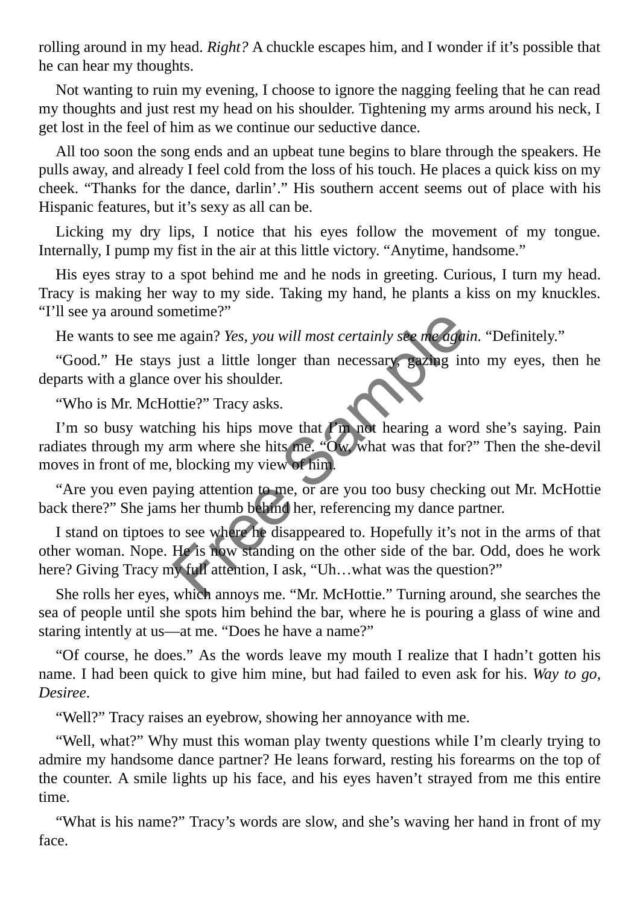rolling around in my head. *Right?* A chuckle escapes him, and I wonder if it's possible that he can hear my thoughts.

Not wanting to ruin my evening, I choose to ignore the nagging feeling that he can read my thoughts and just rest my head on his shoulder. Tightening my arms around his neck, I get lost in the feel of him as we continue our seductive dance.

All too soon the song ends and an upbeat tune begins to blare through the speakers. He pulls away, and already I feel cold from the loss of his touch. He places a quick kiss on my cheek. "Thanks for the dance, darlin'." His southern accent seems out of place with his Hispanic features, but it's sexy as all can be.

Licking my dry lips, I notice that his eyes follow the movement of my tongue. Internally, I pump my fist in the air at this little victory. "Anytime, handsome."

His eyes stray to a spot behind me and he nods in greeting. Curious, I turn my head. Tracy is making her way to my side. Taking my hand, he plants a kiss on my knuckles. "I'll see ya around sometime?"

He wants to see me again? *Yes, you will most certainly see me again.* "Definitely."

"Good." He stays just a little longer than necessary, gazing into my eyes, then he departs with a glance over his shoulder.

"Who is Mr. McHottie?" Tracy asks.

I'm so busy watching his hips move that I'm not hearing a word she's saying. Pain radiates through my arm where she hits me. "Ow, what was that for?" Then the she-devil moves in front of me, blocking my view of him.

"Are you even paying attention to me, or are you too busy checking out Mr. McHottie back there?" She jams her thumb behind her, referencing my dance partner.

I stand on tiptoes to see where he disappeared to. Hopefully it's not in the arms of that other woman. Nope. He is now standing on the other side of the bar. Odd, does he work here? Giving Tracy my full attention, I ask, "Uh…what was the question?"

She rolls her eyes, which annoys me. "Mr. McHottie." Turning around, she searches the sea of people until she spots him behind the bar, where he is pouring a glass of wine and staring intently at us—at me. "Does he have a name?"

"Of course, he does." As the words leave my mouth I realize that I hadn't gotten his name. I had been quick to give him mine, but had failed to even ask for his. *Way to go, Desiree*.

"Well?" Tracy raises an eyebrow, showing her annoyance with me.

"Well, what?" Why must this woman play twenty questions while I'm clearly trying to admire my handsome dance partner? He leans forward, resting his forearms on the top of the counter. A smile lights up his face, and his eyes haven't strayed from me this entire time.

"What is his name?" Tracy's words are slow, and she's waving her hand in front of my face.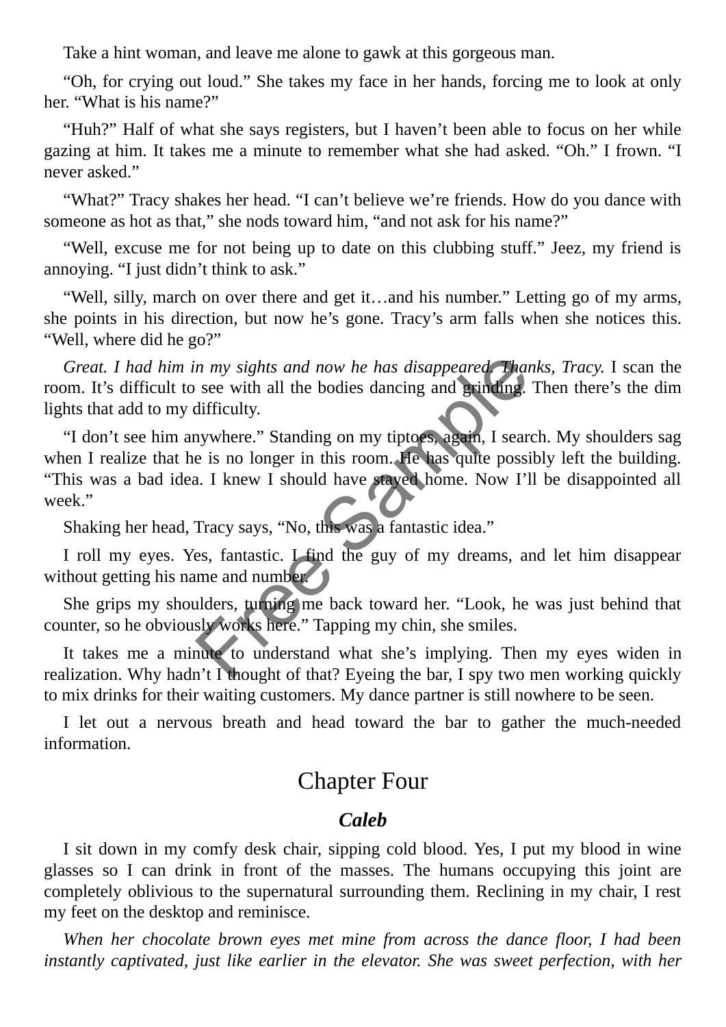Take a hint woman, and leave me alone to gawk at this gorgeous man.

“Oh, for crying out loud.” She takes my face in her hands, forcing me to look at only her. “What is his name?”

“Huh?” Half of what she says registers, but I haven’t been able to focus on her while gazing at him. It takes me a minute to remember what she had asked. “Oh.” I frown. “I never asked.”

“What?” Tracy shakes her head. “I can’t believe we’re friends. How do you dance with someone as hot as that,” she nods toward him, “and not ask for his name?”

“Well, excuse me for not being up to date on this clubbing stuff.” Jeez, my friend is annoying. “I just didn’t think to ask.”

“Well, silly, march on over there and get it…and his number.” Letting go of my arms, she points in his direction, but now he’s gone. Tracy’s arm falls when she notices this. “Well, where did he go?”

*Great. I had him in my sights and now he has disappeared. Thanks, Tracy.* I scan the room. It’s difficult to see with all the bodies dancing and grinding. Then there’s the dim lights that add to my difficulty.

“I don’t see him anywhere.” Standing on my tiptoes, again, I search. My shoulders sag when I realize that he is no longer in this room. He has quite possibly left the building. “This was a bad idea. I knew I should have stayed home. Now I’ll be disappointed all week.”

Shaking her head, Tracy says, “No, this was a fantastic idea.”

I roll my eyes. Yes, fantastic. I find the guy of my dreams, and let him disappear without getting his name and number.

She grips my shoulders, turning me back toward her. “Look, he was just behind that counter, so he obviously works here.” Tapping my chin, she smiles.

It takes me a minute to understand what she’s implying. Then my eyes widen in realization. Why hadn’t I thought of that? Eyeing the bar, I spy two men working quickly to mix drinks for their waiting customers. My dance partner is still nowhere to be seen.

I let out a nervous breath and head toward the bar to gather the much-needed information.

# Chapter Four

### ***Caleb***

I sit down in my comfy desk chair, sipping cold blood. Yes, I put my blood in wine glasses so I can drink in front of the masses. The humans occupying this joint are completely oblivious to the supernatural surrounding them. Reclining in my chair, I rest my feet on the desktop and reminisce.

*When her chocolate brown eyes met mine from across the dance floor, I had been instantly captivated, just like earlier in the elevator. She was sweet perfection, with her*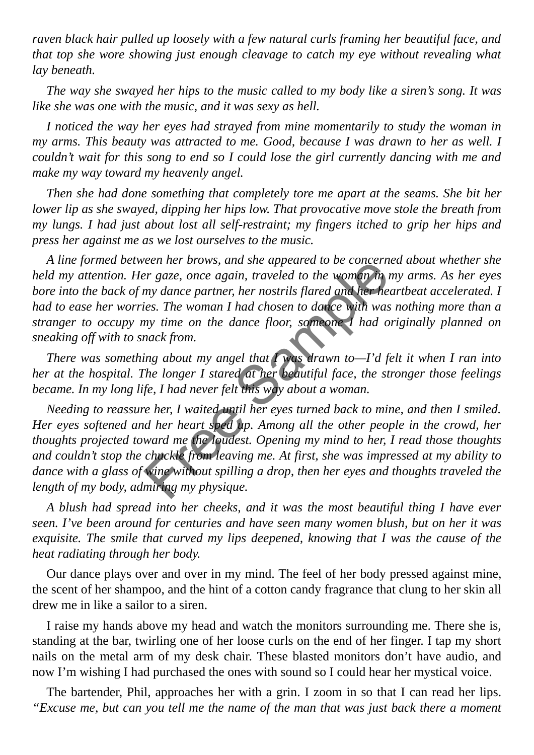*raven black hair pulled up loosely with a few natural curls framing her beautiful face, and that top she wore showing just enough cleavage to catch my eye without revealing what lay beneath.*

*The way she swayed her hips to the music called to my body like a siren's song. It was like she was one with the music, and it was sexy as hell.*

*I noticed the way her eyes had strayed from mine momentarily to study the woman in my arms. This beauty was attracted to me. Good, because I was drawn to her as well. I couldn't wait for this song to end so I could lose the girl currently dancing with me and make my way toward my heavenly angel.*

*Then she had done something that completely tore me apart at the seams. She bit her lower lip as she swayed, dipping her hips low. That provocative move stole the breath from my lungs. I had just about lost all self-restraint; my fingers itched to grip her hips and press her against me as we lost ourselves to the music.*

*A line formed between her brows, and she appeared to be concerned about whether she held my attention. Her gaze, once again, traveled to the woman in my arms. As her eyes bore into the back of my dance partner, her nostrils flared and her heartbeat accelerated. I had to ease her worries. The woman I had chosen to dance with was nothing more than a stranger to occupy my time on the dance floor, someone I had originally planned on sneaking off with to snack from.*

*There was something about my angel that I was drawn to—I'd felt it when I ran into her at the hospital. The longer I stared at her beautiful face, the stronger those feelings became. In my long life, I had never felt this way about a woman.*

*Needing to reassure her, I waited until her eyes turned back to mine, and then I smiled. Her eyes softened and her heart sped up. Among all the other people in the crowd, her thoughts projected toward me the loudest. Opening my mind to her, I read those thoughts and couldn't stop the chuckle from leaving me. At first, she was impressed at my ability to dance with a glass of wine without spilling a drop, then her eyes and thoughts traveled the length of my body, admiring my physique.*

*A blush had spread into her cheeks, and it was the most beautiful thing I have ever seen. I've been around for centuries and have seen many women blush, but on her it was exquisite. The smile that curved my lips deepened, knowing that I was the cause of the heat radiating through her body.*

Our dance plays over and over in my mind. The feel of her body pressed against mine, the scent of her shampoo, and the hint of a cotton candy fragrance that clung to her skin all drew me in like a sailor to a siren.

I raise my hands above my head and watch the monitors surrounding me. There she is, standing at the bar, twirling one of her loose curls on the end of her finger. I tap my short nails on the metal arm of my desk chair. These blasted monitors don't have audio, and now I'm wishing I had purchased the ones with sound so I could hear her mystical voice.

The bartender, Phil, approaches her with a grin. I zoom in so that I can read her lips. *"Excuse me, but can you tell me the name of the man that was just back there a moment*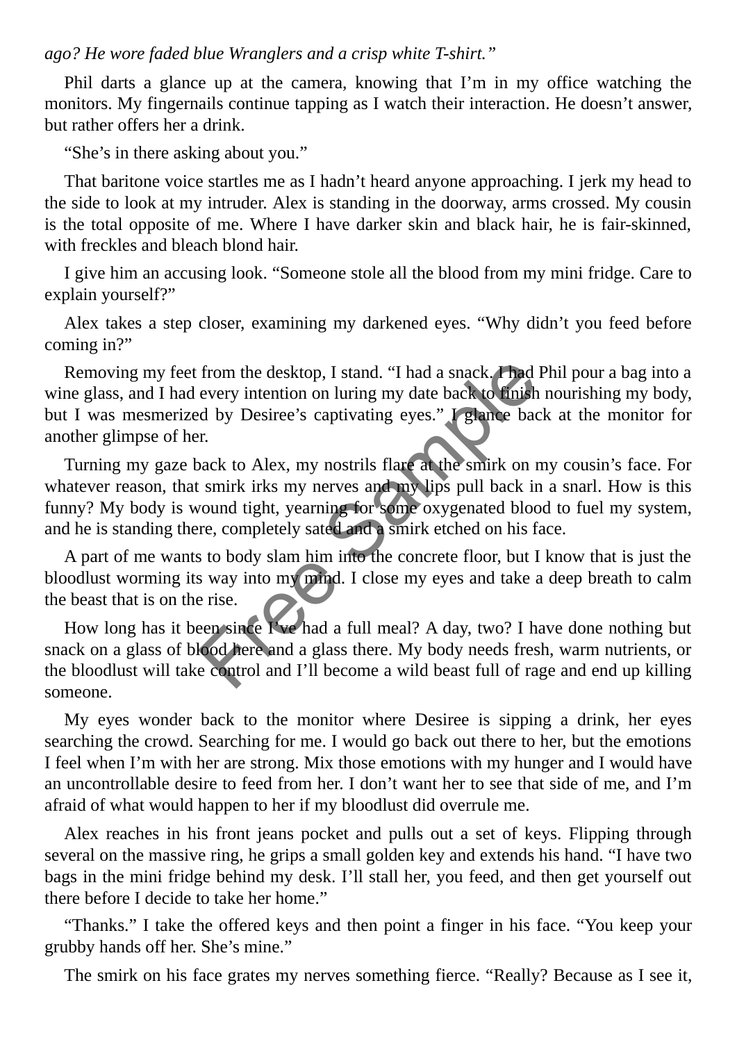*ago? He wore faded blue Wranglers and a crisp white T-shirt."*

Phil darts a glance up at the camera, knowing that I'm in my office watching the monitors. My fingernails continue tapping as I watch their interaction. He doesn't answer, but rather offers her a drink.

"She's in there asking about you."

That baritone voice startles me as I hadn't heard anyone approaching. I jerk my head to the side to look at my intruder. Alex is standing in the doorway, arms crossed. My cousin is the total opposite of me. Where I have darker skin and black hair, he is fair-skinned, with freckles and bleach blond hair.

I give him an accusing look. "Someone stole all the blood from my mini fridge. Care to explain yourself?"

Alex takes a step closer, examining my darkened eyes. "Why didn't you feed before coming in?"

Removing my feet from the desktop, I stand. "I had a snack. I had Phil pour a bag into a wine glass, and I had every intention on luring my date back to finish nourishing my body, but I was mesmerized by Desiree's captivating eyes." I glance back at the monitor for another glimpse of her.

Turning my gaze back to Alex, my nostrils flare at the smirk on my cousin's face. For whatever reason, that smirk irks my nerves and my lips pull back in a snarl. How is this funny? My body is wound tight, yearning for some oxygenated blood to fuel my system, and he is standing there, completely sated and a smirk etched on his face.

A part of me wants to body slam him into the concrete floor, but I know that is just the bloodlust worming its way into my mind. I close my eyes and take a deep breath to calm the beast that is on the rise.

How long has it been since I've had a full meal? A day, two? I have done nothing but snack on a glass of blood here and a glass there. My body needs fresh, warm nutrients, or the bloodlust will take control and I'll become a wild beast full of rage and end up killing someone.

My eyes wonder back to the monitor where Desiree is sipping a drink, her eyes searching the crowd. Searching for me. I would go back out there to her, but the emotions I feel when I'm with her are strong. Mix those emotions with my hunger and I would have an uncontrollable desire to feed from her. I don't want her to see that side of me, and I'm afraid of what would happen to her if my bloodlust did overrule me.

Alex reaches in his front jeans pocket and pulls out a set of keys. Flipping through several on the massive ring, he grips a small golden key and extends his hand. "I have two bags in the mini fridge behind my desk. I'll stall her, you feed, and then get yourself out there before I decide to take her home."

"Thanks." I take the offered keys and then point a finger in his face. "You keep your grubby hands off her. She's mine."

The smirk on his face grates my nerves something fierce. "Really? Because as I see it,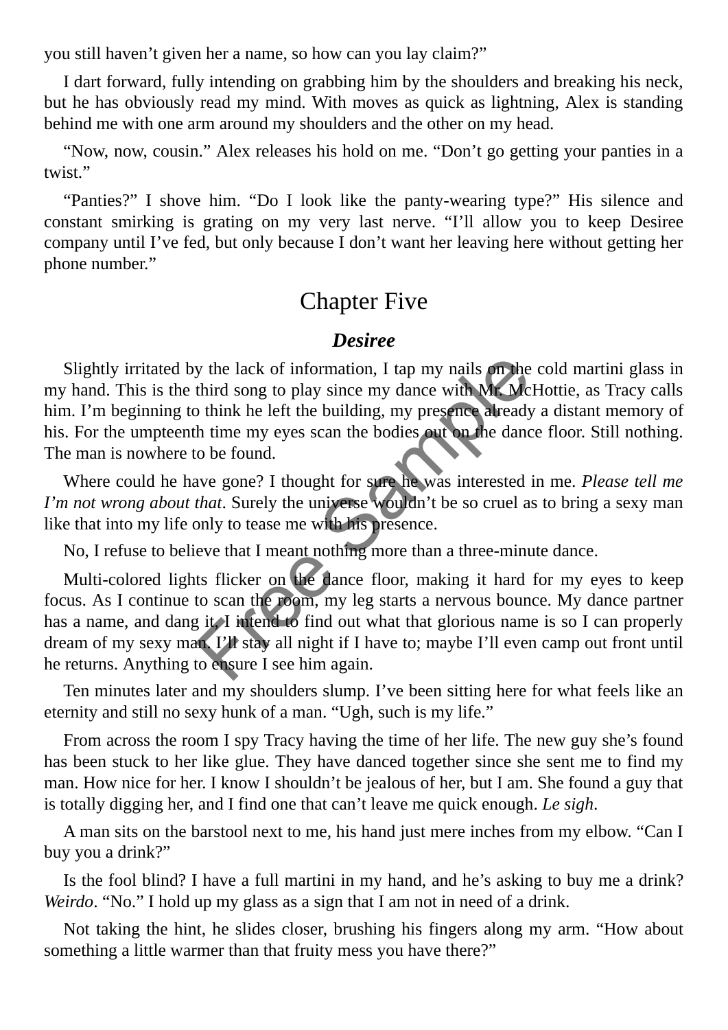you still haven't given her a name, so how can you lay claim?"

I dart forward, fully intending on grabbing him by the shoulders and breaking his neck, but he has obviously read my mind. With moves as quick as lightning, Alex is standing behind me with one arm around my shoulders and the other on my head.

"Now, now, cousin." Alex releases his hold on me. "Don't go getting your panties in a twist."

"Panties?" I shove him. "Do I look like the panty-wearing type?" His silence and constant smirking is grating on my very last nerve. "I'll allow you to keep Desiree company until I've fed, but only because I don't want her leaving here without getting her phone number."

## Chapter Five

### *Desiree*

Slightly irritated by the lack of information, I tap my nails on the cold martini glass in my hand. This is the third song to play since my dance with Mr. McHottie, as Tracy calls him. I'm beginning to think he left the building, my presence already a distant memory of his. For the umpteenth time my eyes scan the bodies out on the dance floor. Still nothing. The man is nowhere to be found.

Where could he have gone? I thought for sure he was interested in me. *Please tell me I'm not wrong about that*. Surely the universe wouldn't be so cruel as to bring a sexy man like that into my life only to tease me with his presence.

No, I refuse to believe that I meant nothing more than a three-minute dance.

Multi-colored lights flicker on the dance floor, making it hard for my eyes to keep focus. As I continue to scan the room, my leg starts a nervous bounce. My dance partner has a name, and dang it, I intend to find out what that glorious name is so I can properly dream of my sexy man. I'll stay all night if I have to; maybe I'll even camp out front until he returns. Anything to ensure I see him again.

Ten minutes later and my shoulders slump. I've been sitting here for what feels like an eternity and still no sexy hunk of a man. "Ugh, such is my life."

From across the room I spy Tracy having the time of her life. The new guy she's found has been stuck to her like glue. They have danced together since she sent me to find my man. How nice for her. I know I shouldn't be jealous of her, but I am. She found a guy that is totally digging her, and I find one that can't leave me quick enough. *Le sigh*.

A man sits on the barstool next to me, his hand just mere inches from my elbow. "Can I buy you a drink?"

Is the fool blind? I have a full martini in my hand, and he's asking to buy me a drink? *Weirdo*. "No." I hold up my glass as a sign that I am not in need of a drink.

Not taking the hint, he slides closer, brushing his fingers along my arm. "How about something a little warmer than that fruity mess you have there?"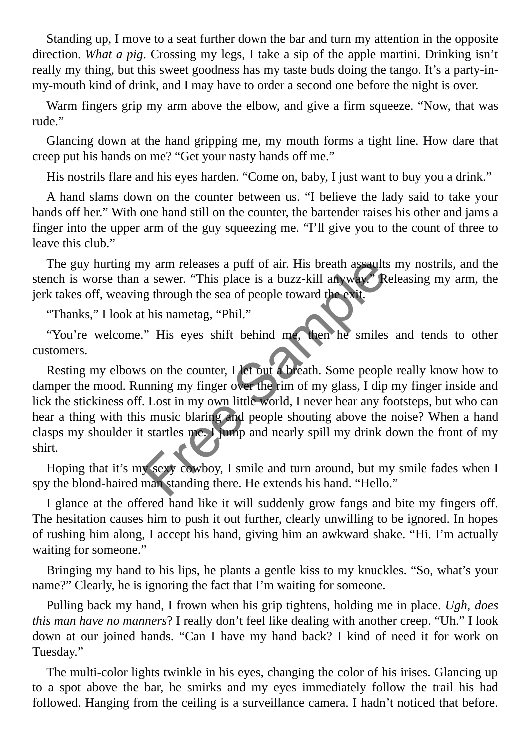Standing up, I move to a seat further down the bar and turn my attention in the opposite direction. *What a pig*. Crossing my legs, I take a sip of the apple martini. Drinking isn't really my thing, but this sweet goodness has my taste buds doing the tango. It's a party-in-my-mouth kind of drink, and I may have to order a second one before the night is over.

Warm fingers grip my arm above the elbow, and give a firm squeeze. "Now, that was rude."

Glancing down at the hand gripping me, my mouth forms a tight line. How dare that creep put his hands on me? "Get your nasty hands off me."

His nostrils flare and his eyes harden. "Come on, baby, I just want to buy you a drink."

A hand slams down on the counter between us. "I believe the lady said to take your hands off her." With one hand still on the counter, the bartender raises his other and jams a finger into the upper arm of the guy squeezing me. "I'll give you to the count of three to leave this club."

The guy hurting my arm releases a puff of air. His breath assaults my nostrils, and the stench is worse than a sewer. "This place is a buzz-kill anyway." Releasing my arm, the jerk takes off, weaving through the sea of people toward the exit.

"Thanks," I look at his nametag, "Phil."

"You're welcome." His eyes shift behind me, then he smiles and tends to other customers.

Resting my elbows on the counter, I let out a breath. Some people really know how to damper the mood. Running my finger over the rim of my glass, I dip my finger inside and lick the stickiness off. Lost in my own little world, I never hear any footsteps, but who can hear a thing with this music blaring and people shouting above the noise? When a hand clasps my shoulder it startles me. I jump and nearly spill my drink down the front of my shirt.

Hoping that it's my sexy cowboy, I smile and turn around, but my smile fades when I spy the blond-haired man standing there. He extends his hand. "Hello."

I glance at the offered hand like it will suddenly grow fangs and bite my fingers off. The hesitation causes him to push it out further, clearly unwilling to be ignored. In hopes of rushing him along, I accept his hand, giving him an awkward shake. "Hi. I'm actually waiting for someone."

Bringing my hand to his lips, he plants a gentle kiss to my knuckles. "So, what's your name?" Clearly, he is ignoring the fact that I'm waiting for someone.

Pulling back my hand, I frown when his grip tightens, holding me in place. *Ugh, does this man have no manners*? I really don't feel like dealing with another creep. "Uh." I look down at our joined hands. "Can I have my hand back? I kind of need it for work on Tuesday."

The multi-color lights twinkle in his eyes, changing the color of his irises. Glancing up to a spot above the bar, he smirks and my eyes immediately follow the trail his had followed. Hanging from the ceiling is a surveillance camera. I hadn't noticed that before.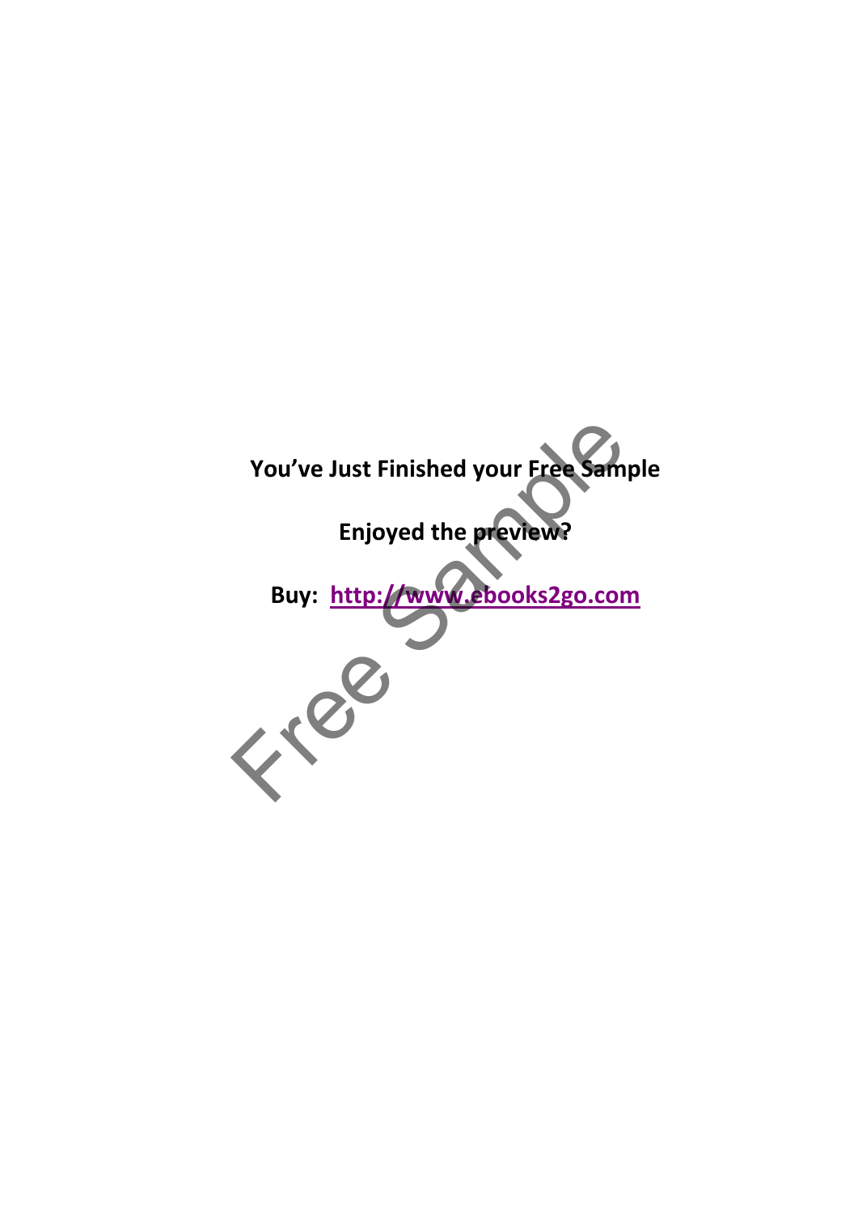**You've Just Finished your Free Sample**

**Enjoyed the preview?**

**Buy: [http://www.ebooks2go.com](http://www.ebooks2go.com)**

Free Sample